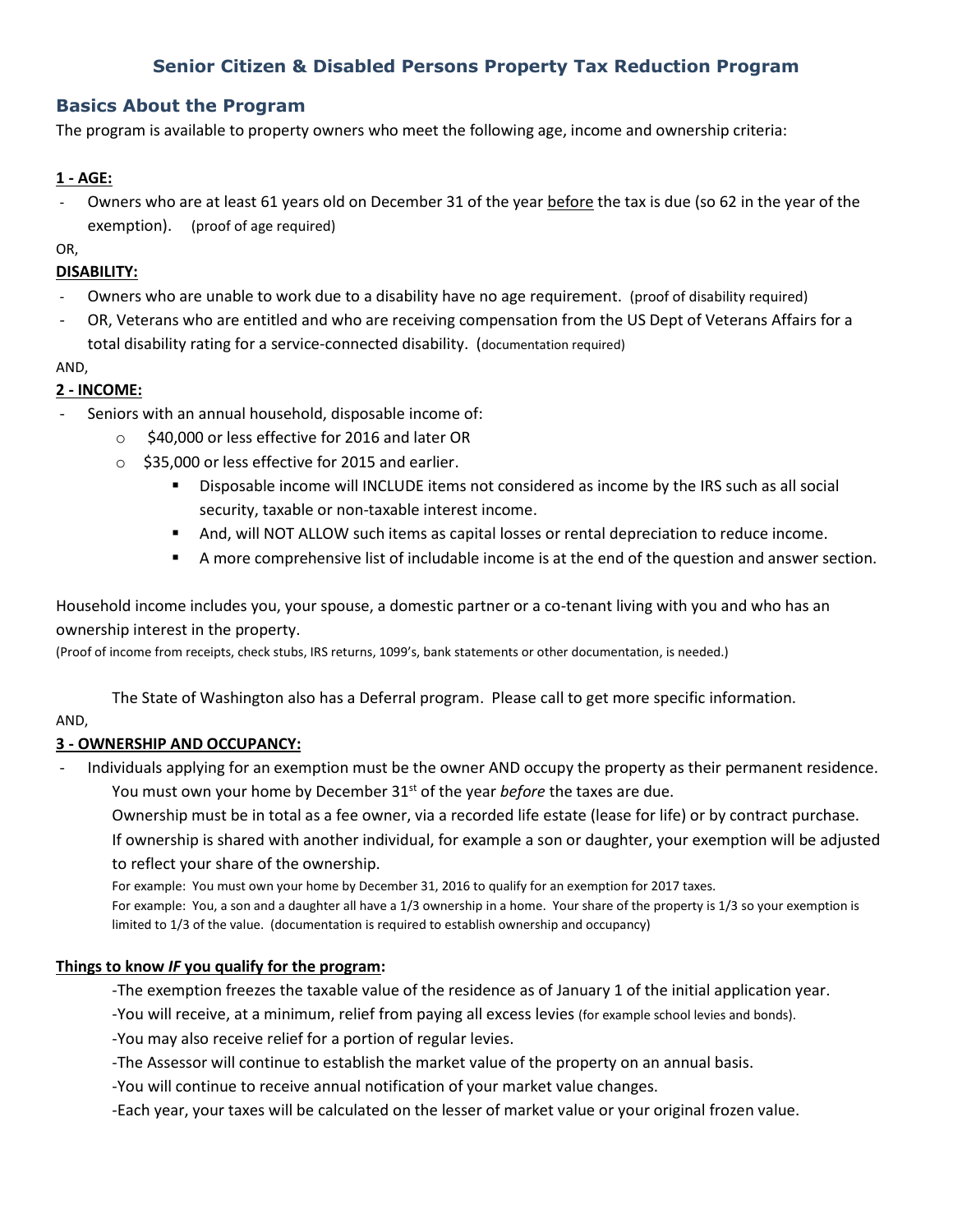# Senior Citizen & Disabled Persons Property Tax Reduction Program

## Basics About the Program

The program is available to property owners who meet the following age, income and ownership criteria:

**1 - AGE:**

- Owners who are at least 61 years old on December 31 of the year before the tax is due (so 62 in the year of the exemption). (proof of age required)

OR,

**DISABILITY:**

- Owners who are unable to work due to a disability have no age requirement. (proof of disability required)
- OR, Veterans who are entitled and who are receiving compensation from the US Dept of Veterans Affairs for a total disability rating for a service-connected disability. (documentation required)

AND,

**2 - INCOME:**

- Seniors with an annual household, disposable income of:
  - $40,000 or less effective for 2016 and later OR
  - $35,000 or less effective for 2015 and earlier.
    - Disposable income will INCLUDE items not considered as income by the IRS such as all social security, taxable or non-taxable interest income.
    - And, will NOT ALLOW such items as capital losses or rental depreciation to reduce income.
    - A more comprehensive list of includable income is at the end of the question and answer section.

Household income includes you, your spouse, a domestic partner or a co-tenant living with you and who has an ownership interest in the property.

(Proof of income from receipts, check stubs, IRS returns, 1099's, bank statements or other documentation, is needed.)

The State of Washington also has a Deferral program. Please call to get more specific information.

AND,

**3 - OWNERSHIP AND OCCUPANCY:**

- Individuals applying for an exemption must be the owner AND occupy the property as their permanent residence.

  You must own your home by December 31st of the year *before* the taxes are due.

  Ownership must be in total as a fee owner, via a recorded life estate (lease for life) or by contract purchase.

  If ownership is shared with another individual, for example a son or daughter, your exemption will be adjusted to reflect your share of the ownership.

  For example: You must own your home by December 31, 2016 to qualify for an exemption for 2017 taxes.

  For example: You, a son and a daughter all have a 1/3 ownership in a home. Your share of the property is 1/3 so your exemption is limited to 1/3 of the value. (documentation is required to establish ownership and occupancy)

**Things to know *IF* you qualify for the program:**

-The exemption freezes the taxable value of the residence as of January 1 of the initial application year.

-You will receive, at a minimum, relief from paying all excess levies (for example school levies and bonds).

-You may also receive relief for a portion of regular levies.

-The Assessor will continue to establish the market value of the property on an annual basis.

-You will continue to receive annual notification of your market value changes.

-Each year, your taxes will be calculated on the lesser of market value or your original frozen value.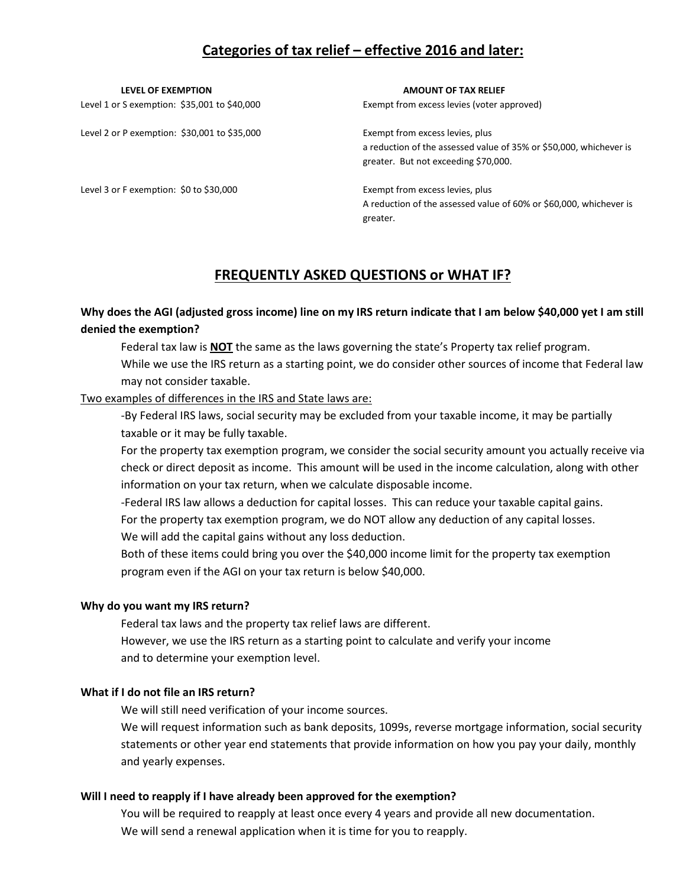## Categories of tax relief – effective 2016 and later:

| LEVEL OF EXEMPTION | AMOUNT OF TAX RELIEF |
|---|---|
| Level 1 or S exemption: $35,001 to $40,000 | Exempt from excess levies (voter approved) |
| Level 2 or P exemption: $30,001 to $35,000 | Exempt from excess levies, plus a reduction of the assessed value of 35% or $50,000, whichever is greater. But not exceeding $70,000. |
| Level 3 or F exemption: $0 to $30,000 | Exempt from excess levies, plus A reduction of the assessed value of 60% or $60,000, whichever is greater. |

## FREQUENTLY ASKED QUESTIONS or WHAT IF?

**Why does the AGI (adjusted gross income) line on my IRS return indicate that I am below $40,000 yet I am still denied the exemption?**

Federal tax law is **NOT** the same as the laws governing the state's Property tax relief program.
While we use the IRS return as a starting point, we do consider other sources of income that Federal law may not consider taxable.

Two examples of differences in the IRS and State laws are:

-By Federal IRS laws, social security may be excluded from your taxable income, it may be partially taxable or it may be fully taxable.
For the property tax exemption program, we consider the social security amount you actually receive via check or direct deposit as income. This amount will be used in the income calculation, along with other information on your tax return, when we calculate disposable income.

-Federal IRS law allows a deduction for capital losses. This can reduce your taxable capital gains.
For the property tax exemption program, we do NOT allow any deduction of any capital losses.
We will add the capital gains without any loss deduction.
Both of these items could bring you over the $40,000 income limit for the property tax exemption program even if the AGI on your tax return is below $40,000.

**Why do you want my IRS return?**

Federal tax laws and the property tax relief laws are different.
However, we use the IRS return as a starting point to calculate and verify your income and to determine your exemption level.

**What if I do not file an IRS return?**

We will still need verification of your income sources.
We will request information such as bank deposits, 1099s, reverse mortgage information, social security statements or other year end statements that provide information on how you pay your daily, monthly and yearly expenses.

**Will I need to reapply if I have already been approved for the exemption?**

You will be required to reapply at least once every 4 years and provide all new documentation.
We will send a renewal application when it is time for you to reapply.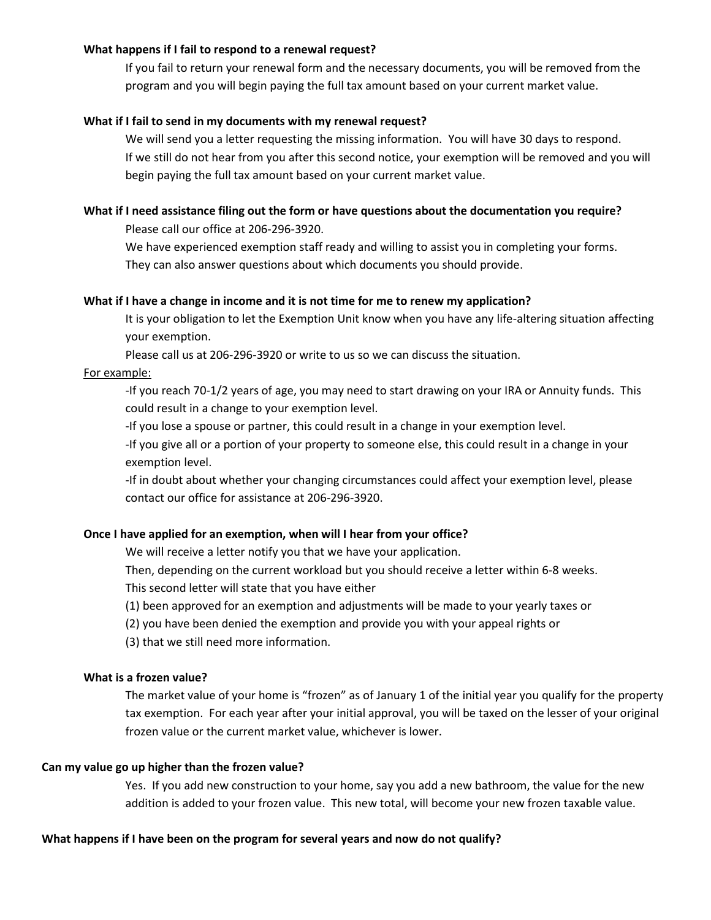**What happens if I fail to respond to a renewal request?**

If you fail to return your renewal form and the necessary documents, you will be removed from the program and you will begin paying the full tax amount based on your current market value.

**What if I fail to send in my documents with my renewal request?**

We will send you a letter requesting the missing information. You will have 30 days to respond. If we still do not hear from you after this second notice, your exemption will be removed and you will begin paying the full tax amount based on your current market value.

**What if I need assistance filing out the form or have questions about the documentation you require?**

Please call our office at 206-296-3920.

We have experienced exemption staff ready and willing to assist you in completing your forms. They can also answer questions about which documents you should provide.

**What if I have a change in income and it is not time for me to renew my application?**

It is your obligation to let the Exemption Unit know when you have any life-altering situation affecting your exemption.

Please call us at 206-296-3920 or write to us so we can discuss the situation.

For example:

-If you reach 70-1/2 years of age, you may need to start drawing on your IRA or Annuity funds. This could result in a change to your exemption level.

-If you lose a spouse or partner, this could result in a change in your exemption level.

-If you give all or a portion of your property to someone else, this could result in a change in your exemption level.

-If in doubt about whether your changing circumstances could affect your exemption level, please contact our office for assistance at 206-296-3920.

**Once I have applied for an exemption, when will I hear from your office?**

We will receive a letter notify you that we have your application.

Then, depending on the current workload but you should receive a letter within 6-8 weeks.

This second letter will state that you have either

(1) been approved for an exemption and adjustments will be made to your yearly taxes or

(2) you have been denied the exemption and provide you with your appeal rights or

(3) that we still need more information.

**What is a frozen value?**

The market value of your home is "frozen" as of January 1 of the initial year you qualify for the property tax exemption. For each year after your initial approval, you will be taxed on the lesser of your original frozen value or the current market value, whichever is lower.

**Can my value go up higher than the frozen value?**

Yes. If you add new construction to your home, say you add a new bathroom, the value for the new addition is added to your frozen value. This new total, will become your new frozen taxable value.

**What happens if I have been on the program for several years and now do not qualify?**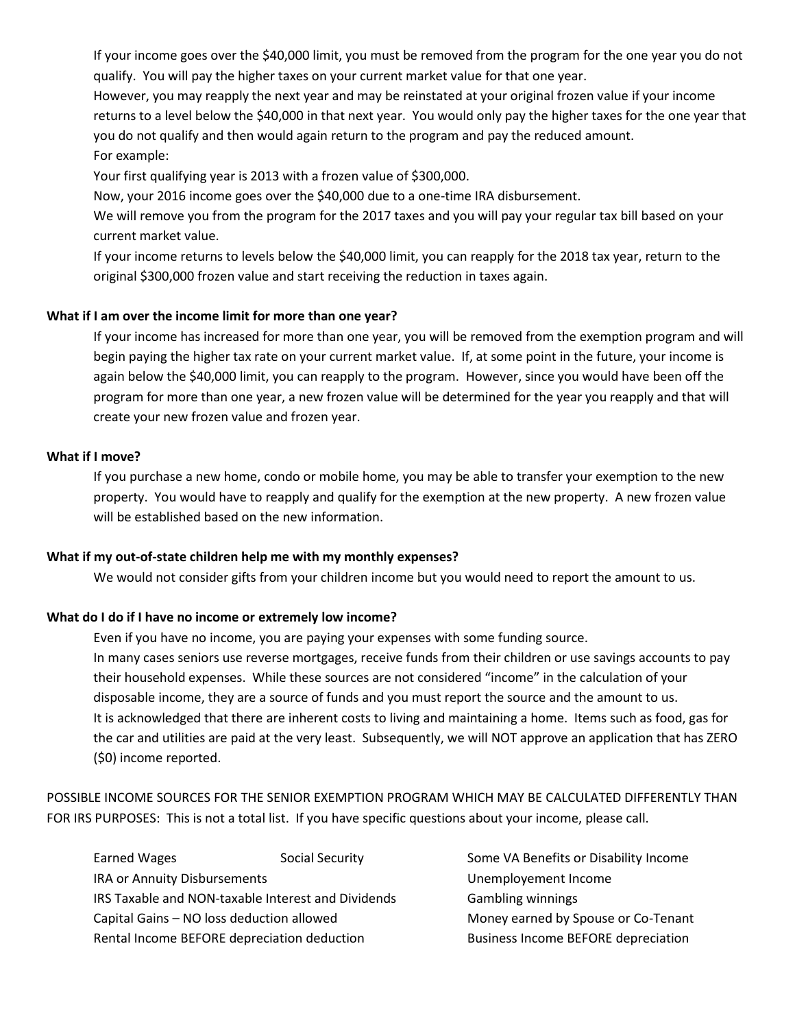If your income goes over the $40,000 limit, you must be removed from the program for the one year you do not qualify. You will pay the higher taxes on your current market value for that one year.

However, you may reapply the next year and may be reinstated at your original frozen value if your income returns to a level below the $40,000 in that next year. You would only pay the higher taxes for the one year that you do not qualify and then would again return to the program and pay the reduced amount.

For example:

Your first qualifying year is 2013 with a frozen value of $300,000.

Now, your 2016 income goes over the $40,000 due to a one-time IRA disbursement.

We will remove you from the program for the 2017 taxes and you will pay your regular tax bill based on your current market value.

If your income returns to levels below the $40,000 limit, you can reapply for the 2018 tax year, return to the original $300,000 frozen value and start receiving the reduction in taxes again.

**What if I am over the income limit for more than one year?**

If your income has increased for more than one year, you will be removed from the exemption program and will begin paying the higher tax rate on your current market value. If, at some point in the future, your income is again below the $40,000 limit, you can reapply to the program. However, since you would have been off the program for more than one year, a new frozen value will be determined for the year you reapply and that will create your new frozen value and frozen year.

**What if I move?**

If you purchase a new home, condo or mobile home, you may be able to transfer your exemption to the new property. You would have to reapply and qualify for the exemption at the new property. A new frozen value will be established based on the new information.

**What if my out-of-state children help me with my monthly expenses?**

We would not consider gifts from your children income but you would need to report the amount to us.

**What do I do if I have no income or extremely low income?**

Even if you have no income, you are paying your expenses with some funding source.

In many cases seniors use reverse mortgages, receive funds from their children or use savings accounts to pay their household expenses. While these sources are not considered "income" in the calculation of your disposable income, they are a source of funds and you must report the source and the amount to us.

It is acknowledged that there are inherent costs to living and maintaining a home. Items such as food, gas for the car and utilities are paid at the very least. Subsequently, we will NOT approve an application that has ZERO ($0) income reported.

POSSIBLE INCOME SOURCES FOR THE SENIOR EXEMPTION PROGRAM WHICH MAY BE CALCULATED DIFFERENTLY THAN FOR IRS PURPOSES: This is not a total list. If you have specific questions about your income, please call.

- Earned Wages
- Social Security
- IRA or Annuity Disbursements
- IRS Taxable and NON-taxable Interest and Dividends
- Capital Gains – NO loss deduction allowed
- Rental Income BEFORE depreciation deduction
- Some VA Benefits or Disability Income
- Unemployement Income
- Gambling winnings
- Money earned by Spouse or Co-Tenant
- Business Income BEFORE depreciation